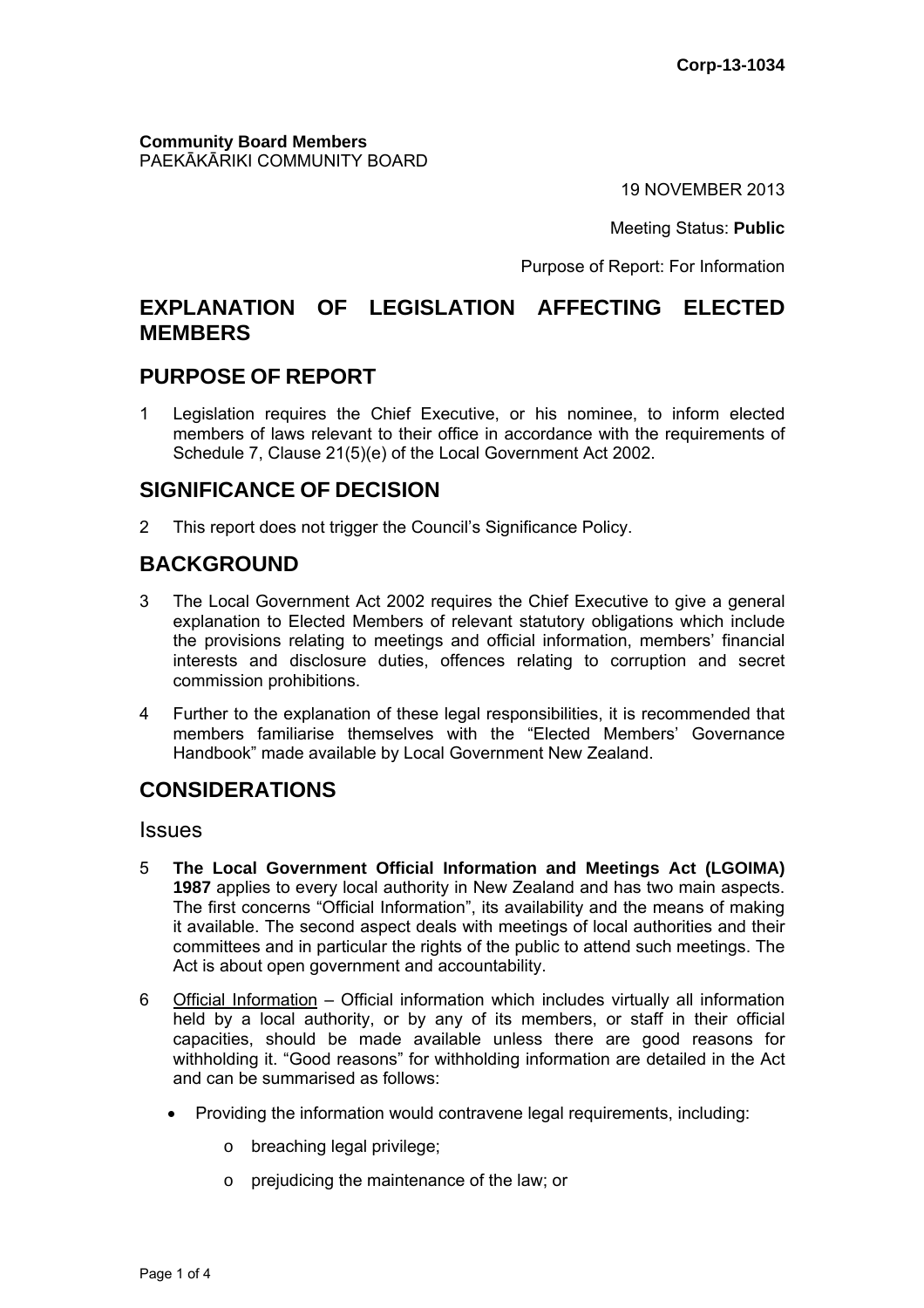Corp-13-1034

**Community Board Members**
PAEKĀKĀRIKI COMMUNITY BOARD

19 NOVEMBER 2013

Meeting Status: **Public**

Purpose of Report: For Information

# EXPLANATION OF LEGISLATION AFFECTING ELECTED MEMBERS

## PURPOSE OF REPORT

1 Legislation requires the Chief Executive, or his nominee, to inform elected members of laws relevant to their office in accordance with the requirements of Schedule 7, Clause 21(5)(e) of the Local Government Act 2002.

## SIGNIFICANCE OF DECISION

2 This report does not trigger the Council's Significance Policy.

## BACKGROUND

3 The Local Government Act 2002 requires the Chief Executive to give a general explanation to Elected Members of relevant statutory obligations which include the provisions relating to meetings and official information, members' financial interests and disclosure duties, offences relating to corruption and secret commission prohibitions.

4 Further to the explanation of these legal responsibilities, it is recommended that members familiarise themselves with the "Elected Members' Governance Handbook" made available by Local Government New Zealand.

## CONSIDERATIONS

### Issues

5 **The Local Government Official Information and Meetings Act (LGOIMA) 1987** applies to every local authority in New Zealand and has two main aspects. The first concerns "Official Information", its availability and the means of making it available. The second aspect deals with meetings of local authorities and their committees and in particular the rights of the public to attend such meetings. The Act is about open government and accountability.

6 Official Information – Official information which includes virtually all information held by a local authority, or by any of its members, or staff in their official capacities, should be made available unless there are good reasons for withholding it. "Good reasons" for withholding information are detailed in the Act and can be summarised as follows:

- Providing the information would contravene legal requirements, including:
  - breaching legal privilege;
  - prejudicing the maintenance of the law; or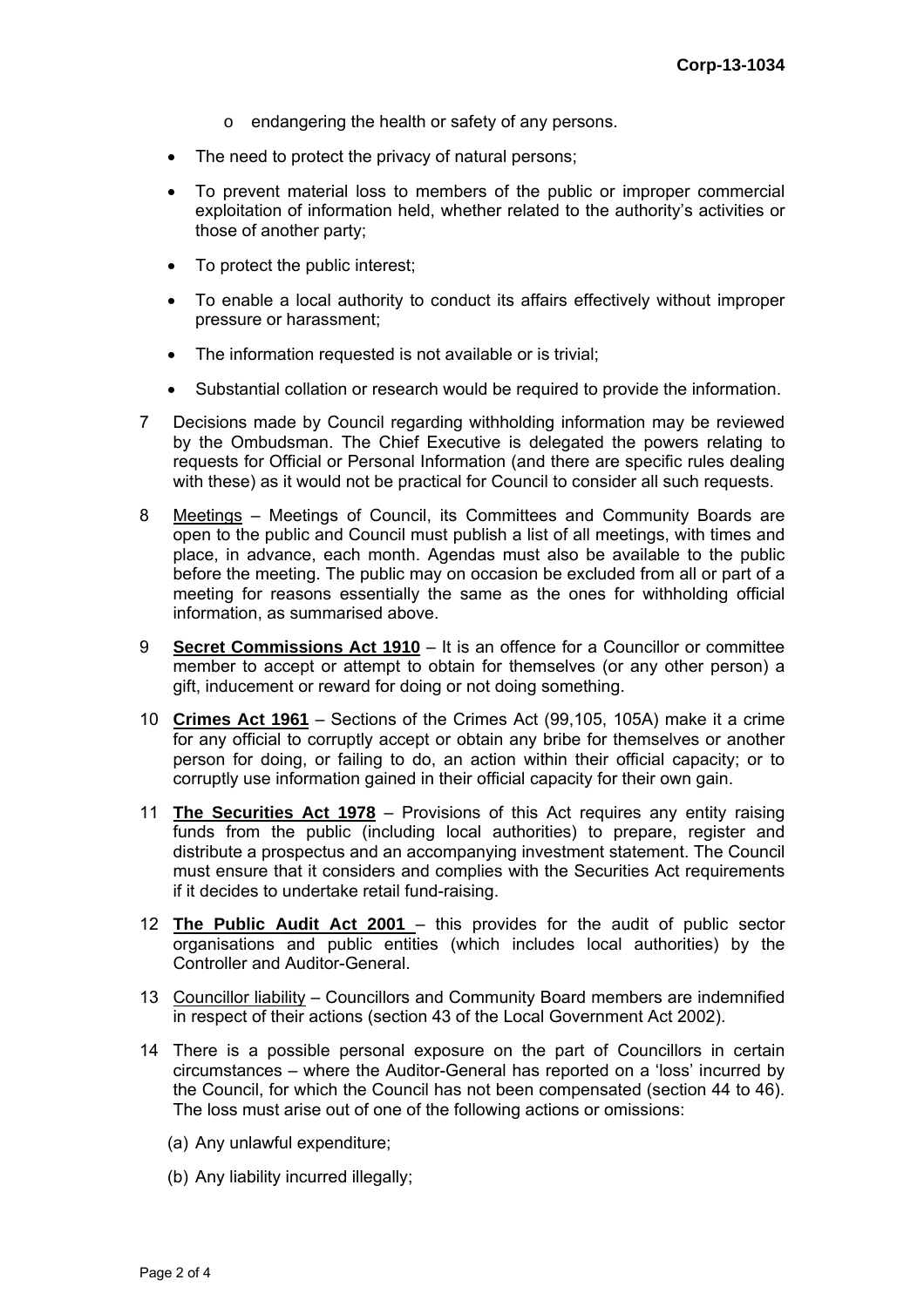- o endangering the health or safety of any persons.

- The need to protect the privacy of natural persons;

- To prevent material loss to members of the public or improper commercial exploitation of information held, whether related to the authority's activities or those of another party;

- To protect the public interest;

- To enable a local authority to conduct its affairs effectively without improper pressure or harassment;

- The information requested is not available or is trivial;

- Substantial collation or research would be required to provide the information.

7 Decisions made by Council regarding withholding information may be reviewed by the Ombudsman. The Chief Executive is delegated the powers relating to requests for Official or Personal Information (and there are specific rules dealing with these) as it would not be practical for Council to consider all such requests.

8 Meetings – Meetings of Council, its Committees and Community Boards are open to the public and Council must publish a list of all meetings, with times and place, in advance, each month. Agendas must also be available to the public before the meeting. The public may on occasion be excluded from all or part of a meeting for reasons essentially the same as the ones for withholding official information, as summarised above.

9 **Secret Commissions Act 1910** – It is an offence for a Councillor or committee member to accept or attempt to obtain for themselves (or any other person) a gift, inducement or reward for doing or not doing something.

10 **Crimes Act 1961** – Sections of the Crimes Act (99,105, 105A) make it a crime for any official to corruptly accept or obtain any bribe for themselves or another person for doing, or failing to do, an action within their official capacity; or to corruptly use information gained in their official capacity for their own gain.

11 **The Securities Act 1978** – Provisions of this Act requires any entity raising funds from the public (including local authorities) to prepare, register and distribute a prospectus and an accompanying investment statement. The Council must ensure that it considers and complies with the Securities Act requirements if it decides to undertake retail fund-raising.

12 **The Public Audit Act 2001** – this provides for the audit of public sector organisations and public entities (which includes local authorities) by the Controller and Auditor-General.

13 Councillor liability – Councillors and Community Board members are indemnified in respect of their actions (section 43 of the Local Government Act 2002).

14 There is a possible personal exposure on the part of Councillors in certain circumstances – where the Auditor-General has reported on a 'loss' incurred by the Council, for which the Council has not been compensated (section 44 to 46). The loss must arise out of one of the following actions or omissions:

   (a) Any unlawful expenditure;

   (b) Any liability incurred illegally;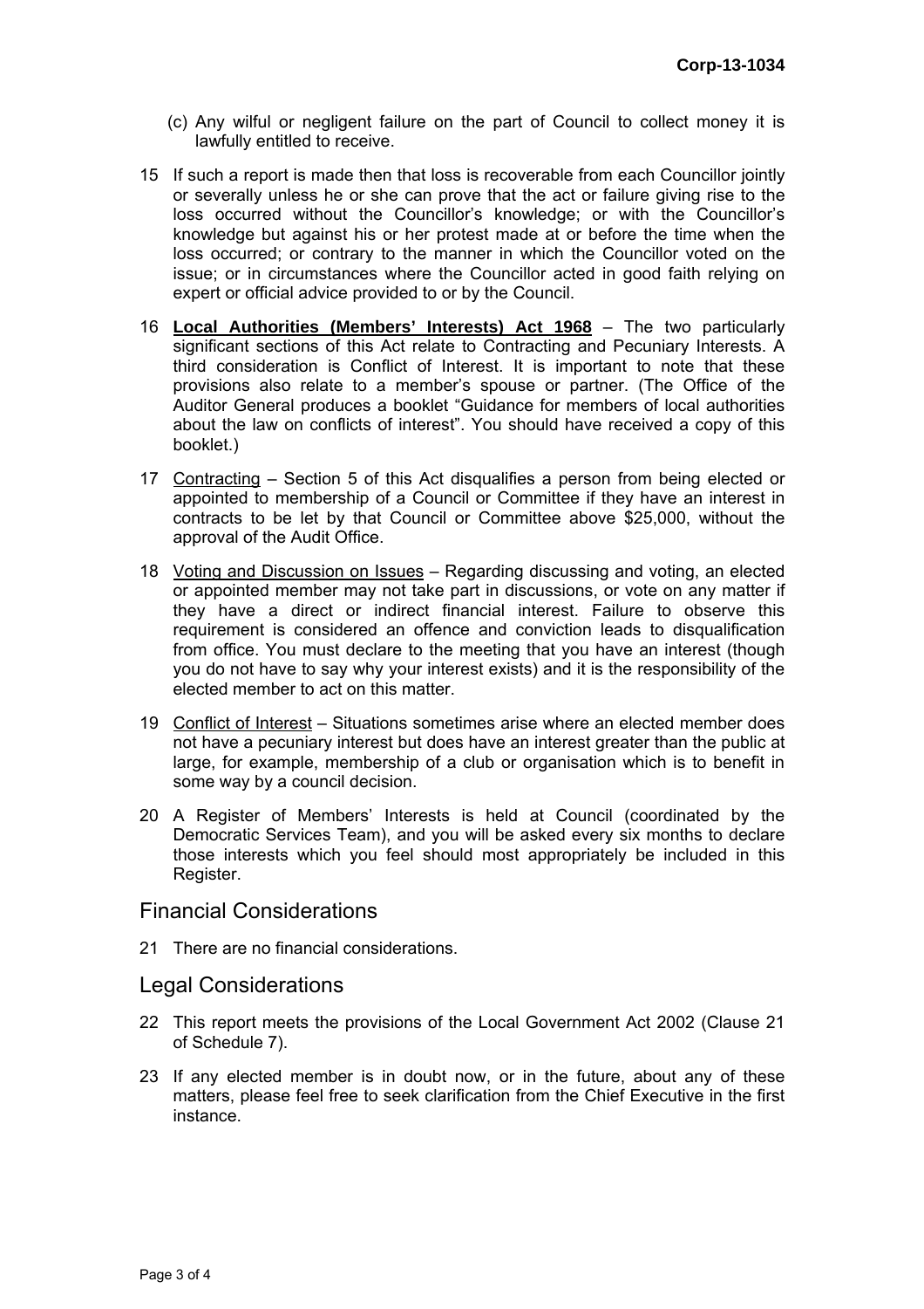(c) Any wilful or negligent failure on the part of Council to collect money it is lawfully entitled to receive.

15 If such a report is made then that loss is recoverable from each Councillor jointly or severally unless he or she can prove that the act or failure giving rise to the loss occurred without the Councillor's knowledge; or with the Councillor's knowledge but against his or her protest made at or before the time when the loss occurred; or contrary to the manner in which the Councillor voted on the issue; or in circumstances where the Councillor acted in good faith relying on expert or official advice provided to or by the Council.

16 **Local Authorities (Members' Interests) Act 1968** – The two particularly significant sections of this Act relate to Contracting and Pecuniary Interests. A third consideration is Conflict of Interest. It is important to note that these provisions also relate to a member's spouse or partner. (The Office of the Auditor General produces a booklet "Guidance for members of local authorities about the law on conflicts of interest". You should have received a copy of this booklet.)

17 Contracting – Section 5 of this Act disqualifies a person from being elected or appointed to membership of a Council or Committee if they have an interest in contracts to be let by that Council or Committee above $25,000, without the approval of the Audit Office.

18 Voting and Discussion on Issues – Regarding discussing and voting, an elected or appointed member may not take part in discussions, or vote on any matter if they have a direct or indirect financial interest. Failure to observe this requirement is considered an offence and conviction leads to disqualification from office. You must declare to the meeting that you have an interest (though you do not have to say why your interest exists) and it is the responsibility of the elected member to act on this matter.

19 Conflict of Interest – Situations sometimes arise where an elected member does not have a pecuniary interest but does have an interest greater than the public at large, for example, membership of a club or organisation which is to benefit in some way by a council decision.

20 A Register of Members' Interests is held at Council (coordinated by the Democratic Services Team), and you will be asked every six months to declare those interests which you feel should most appropriately be included in this Register.

## Financial Considerations

21 There are no financial considerations.

## Legal Considerations

22 This report meets the provisions of the Local Government Act 2002 (Clause 21 of Schedule 7).

23 If any elected member is in doubt now, or in the future, about any of these matters, please feel free to seek clarification from the Chief Executive in the first instance.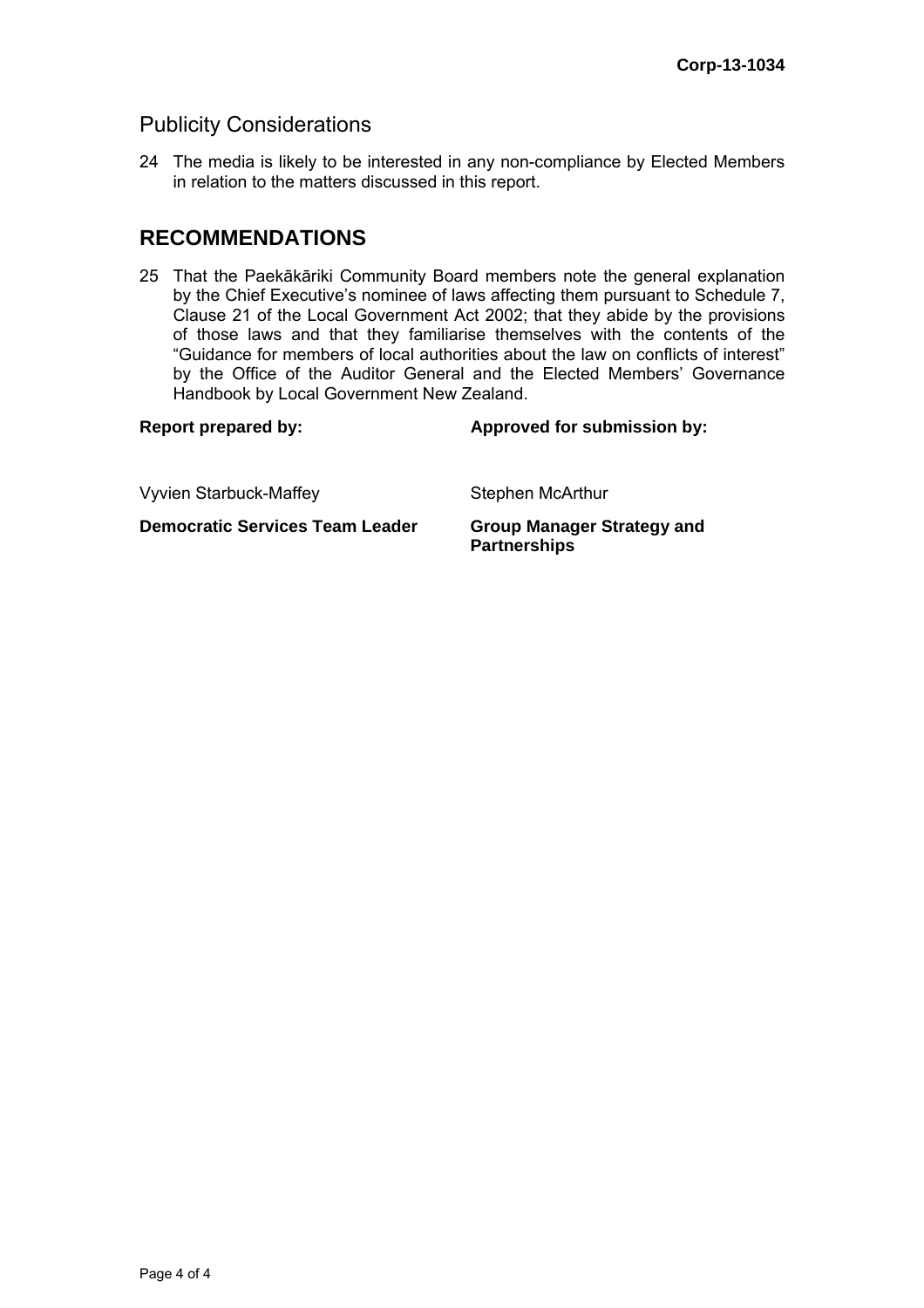## Publicity Considerations

24 The media is likely to be interested in any non-compliance by Elected Members in relation to the matters discussed in this report.

# RECOMMENDATIONS

25 That the Paekākāriki Community Board members note the general explanation by the Chief Executive's nominee of laws affecting them pursuant to Schedule 7, Clause 21 of the Local Government Act 2002; that they abide by the provisions of those laws and that they familiarise themselves with the contents of the "Guidance for members of local authorities about the law on conflicts of interest" by the Office of the Auditor General and the Elected Members' Governance Handbook by Local Government New Zealand.

| **Report prepared by:** | **Approved for submission by:** |
| --- | --- |
| Vyvien Starbuck-Maffey | Stephen McArthur |
| **Democratic Services Team Leader** | **Group Manager Strategy and Partnerships** |